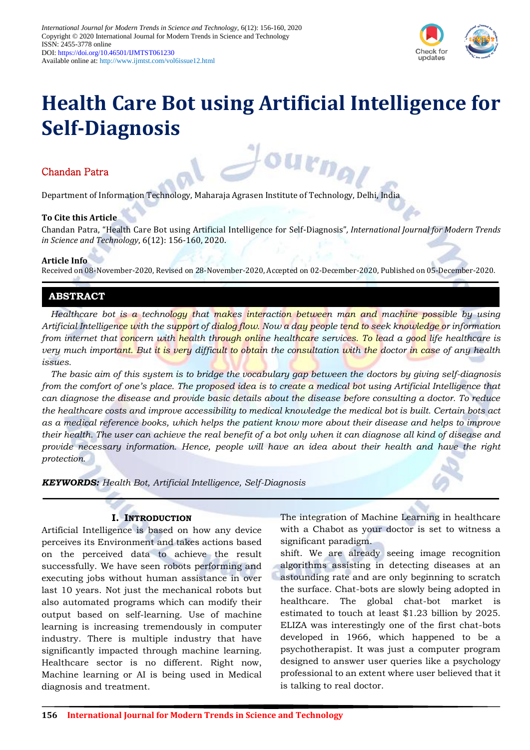International Journal for Modern Trends in Science and Technology, 6(12): 156-160, 2020
Copyright © 2020 International Journal for Modern Trends in Science and Technology
ISSN: 2455-3778 online
DOI: https://doi.org/10.46501/IJMTST061230
Available online at: http://www.ijmtst.com/vol6issue12.html

# Health Care Bot using Artificial Intelligence for Self-Diagnosis

Chandan Patra

Department of Information Technology, Maharaja Agrasen Institute of Technology, Delhi, India

**To Cite this Article**

Chandan Patra, "Health Care Bot using Artificial Intelligence for Self-Diagnosis", *International Journal for Modern Trends in Science and Technology*, 6(12): 156-160, 2020.

**Article Info**

Received on 08-November-2020, Revised on 28-November-2020, Accepted on 02-December-2020, Published on 05-December-2020.

## ABSTRACT

*Healthcare bot is a technology that makes interaction between man and machine possible by using Artificial Intelligence with the support of dialog flow. Now a day people tend to seek knowledge or information from internet that concern with health through online healthcare services. To lead a good life healthcare is very much important. But it is very difficult to obtain the consultation with the doctor in case of any health issues.*

*The basic aim of this system is to bridge the vocabulary gap between the doctors by giving self-diagnosis from the comfort of one's place. The proposed idea is to create a medical bot using Artificial Intelligence that can diagnose the disease and provide basic details about the disease before consulting a doctor. To reduce the healthcare costs and improve accessibility to medical knowledge the medical bot is built. Certain bots act as a medical reference books, which helps the patient know more about their disease and helps to improve their health. The user can achieve the real benefit of a bot only when it can diagnose all kind of disease and provide necessary information. Hence, people will have an idea about their health and have the right protection.*

***KEYWORDS:*** *Health Bot, Artificial Intelligence, Self-Diagnosis*

## I. Introduction

Artificial Intelligence is based on how any device perceives its Environment and takes actions based on the perceived data to achieve the result successfully. We have seen robots performing and executing jobs without human assistance in over last 10 years. Not just the mechanical robots but also automated programs which can modify their output based on self-learning. Use of machine learning is increasing tremendously in computer industry. There is multiple industry that have significantly impacted through machine learning. Healthcare sector is no different. Right now, Machine learning or AI is being used in Medical diagnosis and treatment.

The integration of Machine Learning in healthcare with a Chabot as your doctor is set to witness a significant paradigm.

shift. We are already seeing image recognition algorithms assisting in detecting diseases at an astounding rate and are only beginning to scratch the surface. Chat-bots are slowly being adopted in healthcare. The global chat-bot market is estimated to touch at least $1.23 billion by 2025. ELIZA was interestingly one of the first chat-bots developed in 1966, which happened to be a psychotherapist. It was just a computer program designed to answer user queries like a psychology professional to an extent where user believed that it is talking to real doctor.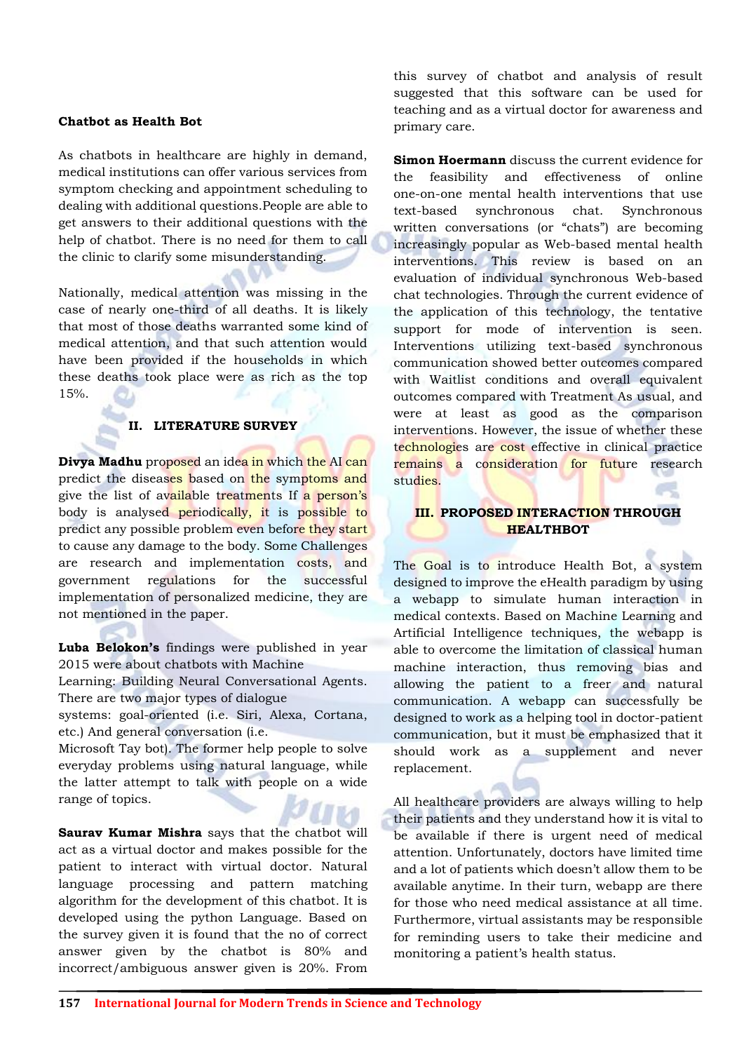**Chatbot as Health Bot**

As chatbots in healthcare are highly in demand, medical institutions can offer various services from symptom checking and appointment scheduling to dealing with additional questions.People are able to get answers to their additional questions with the help of chatbot. There is no need for them to call the clinic to clarify some misunderstanding.

Nationally, medical attention was missing in the case of nearly one-third of all deaths. It is likely that most of those deaths warranted some kind of medical attention, and that such attention would have been provided if the households in which these deaths took place were as rich as the top 15%.

## II. LITERATURE SURVEY

**Divya Madhu** proposed an idea in which the AI can predict the diseases based on the symptoms and give the list of available treatments If a person's body is analysed periodically, it is possible to predict any possible problem even before they start to cause any damage to the body. Some Challenges are research and implementation costs, and government regulations for the successful implementation of personalized medicine, they are not mentioned in the paper.

**Luba Belokon's** findings were published in year 2015 were about chatbots with Machine Learning: Building Neural Conversational Agents. There are two major types of dialogue systems: goal-oriented (i.e. Siri, Alexa, Cortana, etc.) And general conversation (i.e. Microsoft Tay bot). The former help people to solve everyday problems using natural language, while the latter attempt to talk with people on a wide range of topics.

**Saurav Kumar Mishra** says that the chatbot will act as a virtual doctor and makes possible for the patient to interact with virtual doctor. Natural language processing and pattern matching algorithm for the development of this chatbot. It is developed using the python Language. Based on the survey given it is found that the no of correct answer given by the chatbot is 80% and incorrect/ambiguous answer given is 20%. From this survey of chatbot and analysis of result suggested that this software can be used for teaching and as a virtual doctor for awareness and primary care.

**Simon Hoermann** discuss the current evidence for the feasibility and effectiveness of online one-on-one mental health interventions that use text-based synchronous chat. Synchronous written conversations (or "chats") are becoming increasingly popular as Web-based mental health interventions. This review is based on an evaluation of individual synchronous Web-based chat technologies. Through the current evidence of the application of this technology, the tentative support for mode of intervention is seen. Interventions utilizing text-based synchronous communication showed better outcomes compared with Waitlist conditions and overall equivalent outcomes compared with Treatment As usual, and were at least as good as the comparison interventions. However, the issue of whether these technologies are cost effective in clinical practice remains a consideration for future research studies.

## III. PROPOSED INTERACTION THROUGH HEALTHBOT

The Goal is to introduce Health Bot, a system designed to improve the eHealth paradigm by using a webapp to simulate human interaction in medical contexts. Based on Machine Learning and Artificial Intelligence techniques, the webapp is able to overcome the limitation of classical human machine interaction, thus removing bias and allowing the patient to a freer and natural communication. A webapp can successfully be designed to work as a helping tool in doctor-patient communication, but it must be emphasized that it should work as a supplement and never replacement.

All healthcare providers are always willing to help their patients and they understand how it is vital to be available if there is urgent need of medical attention. Unfortunately, doctors have limited time and a lot of patients which doesn't allow them to be available anytime. In their turn, webapp are there for those who need medical assistance at all time. Furthermore, virtual assistants may be responsible for reminding users to take their medicine and monitoring a patient's health status.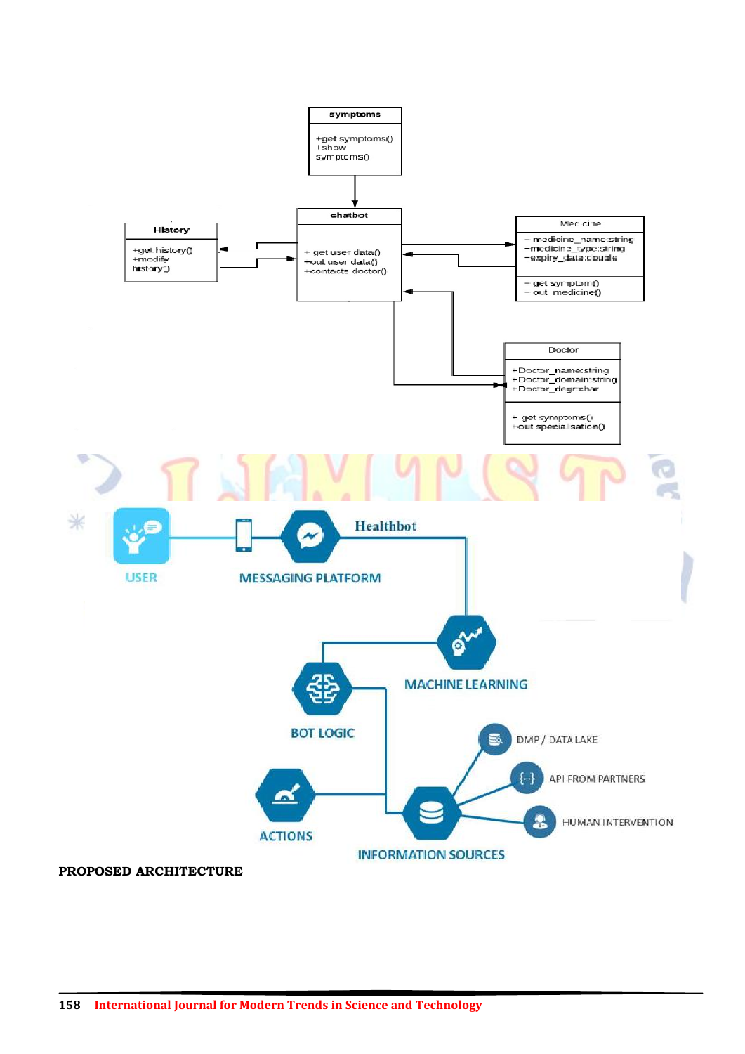**symptoms**
+get symptoms()
+show symptoms()

**chatbot**
+ get user data()
+out user data()
+contacts doctor()

**History**
+get history()
+modify history()

**Medicine**
+ medicine_name:string
+medicine_type:string
+expiry_date:double

+ get symptom()
+ out medicine()

**Doctor**
+Doctor_name:string
+Doctor_domain:string
+Doctor_degr:char

+ get symptoms()
+out specialisation()

USER

MESSAGING PLATFORM

Healthbot

MACHINE LEARNING

BOT LOGIC

ACTIONS

INFORMATION SOURCES

DMP / DATA LAKE

API FROM PARTNERS

HUMAN INTERVENTION

**PROPOSED ARCHITECTURE**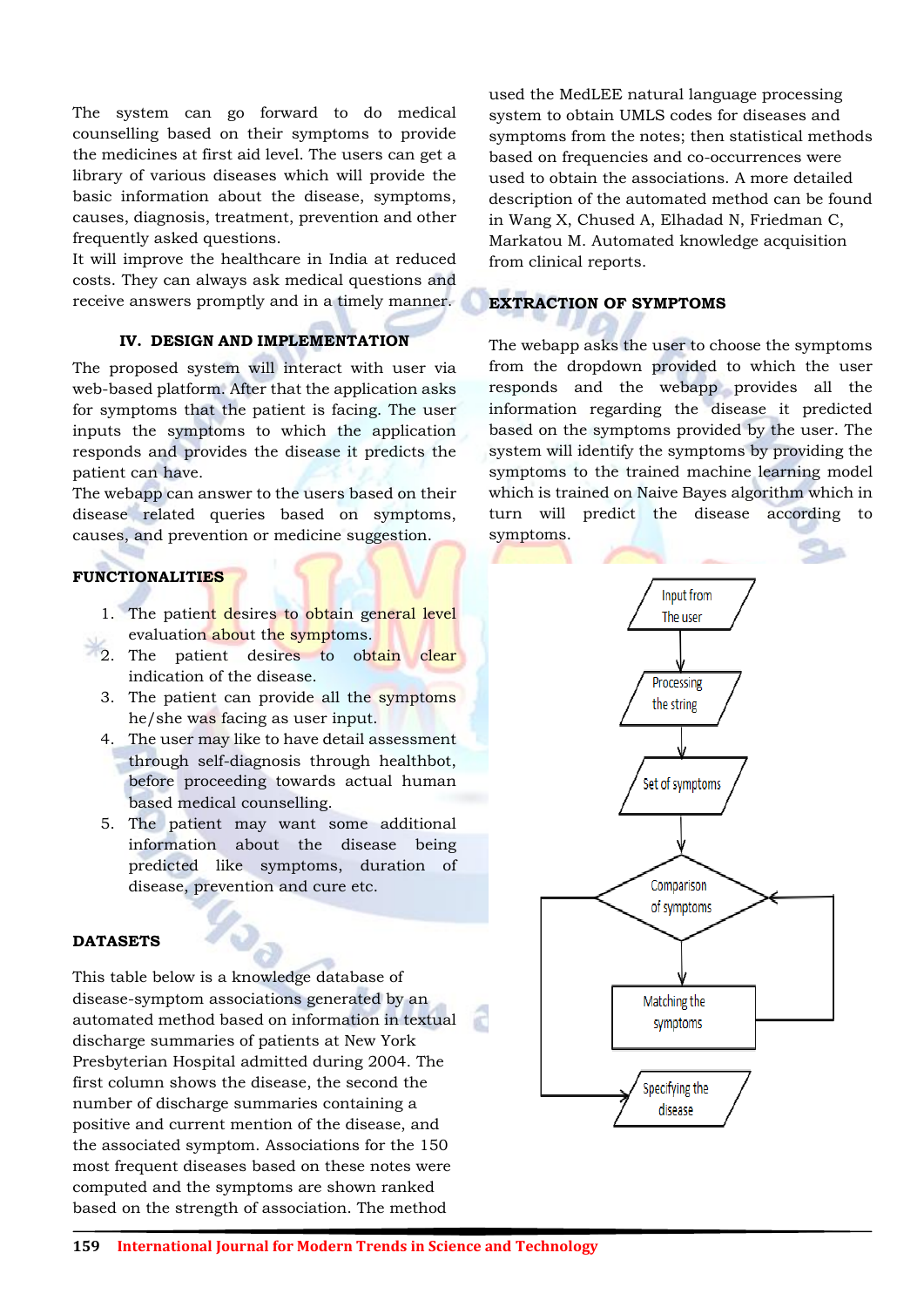The system can go forward to do medical counselling based on their symptoms to provide the medicines at first aid level. The users can get a library of various diseases which will provide the basic information about the disease, symptoms, causes, diagnosis, treatment, prevention and other frequently asked questions.

It will improve the healthcare in India at reduced costs. They can always ask medical questions and receive answers promptly and in a timely manner.

## IV. DESIGN AND IMPLEMENTATION

The proposed system will interact with user via web-based platform. After that the application asks for symptoms that the patient is facing. The user inputs the symptoms to which the application responds and provides the disease it predicts the patient can have.

The webapp can answer to the users based on their disease related queries based on symptoms, causes, and prevention or medicine suggestion.

### FUNCTIONALITIES

1. The patient desires to obtain general level evaluation about the symptoms.
2. The patient desires to obtain clear indication of the disease.
3. The patient can provide all the symptoms he/she was facing as user input.
4. The user may like to have detail assessment through self-diagnosis through healthbot, before proceeding towards actual human based medical counselling.
5. The patient may want some additional information about the disease being predicted like symptoms, duration of disease, prevention and cure etc.

### DATASETS

This table below is a knowledge database of disease-symptom associations generated by an automated method based on information in textual discharge summaries of patients at New York Presbyterian Hospital admitted during 2004. The first column shows the disease, the second the number of discharge summaries containing a positive and current mention of the disease, and the associated symptom. Associations for the 150 most frequent diseases based on these notes were computed and the symptoms are shown ranked based on the strength of association. The method used the MedLEE natural language processing system to obtain UMLS codes for diseases and symptoms from the notes; then statistical methods based on frequencies and co-occurrences were used to obtain the associations. A more detailed description of the automated method can be found in Wang X, Chused A, Elhadad N, Friedman C, Markatou M. Automated knowledge acquisition from clinical reports.

### EXTRACTION OF SYMPTOMS

The webapp asks the user to choose the symptoms from the dropdown provided to which the user responds and the webapp provides all the information regarding the disease it predicted based on the symptoms provided by the user. The system will identify the symptoms by providing the symptoms to the trained machine learning model which is trained on Naive Bayes algorithm which in turn will predict the disease according to symptoms.

Input from The user → Processing the string → Set of symptoms → Comparison of symptoms → Matching the symptoms → Specifying the disease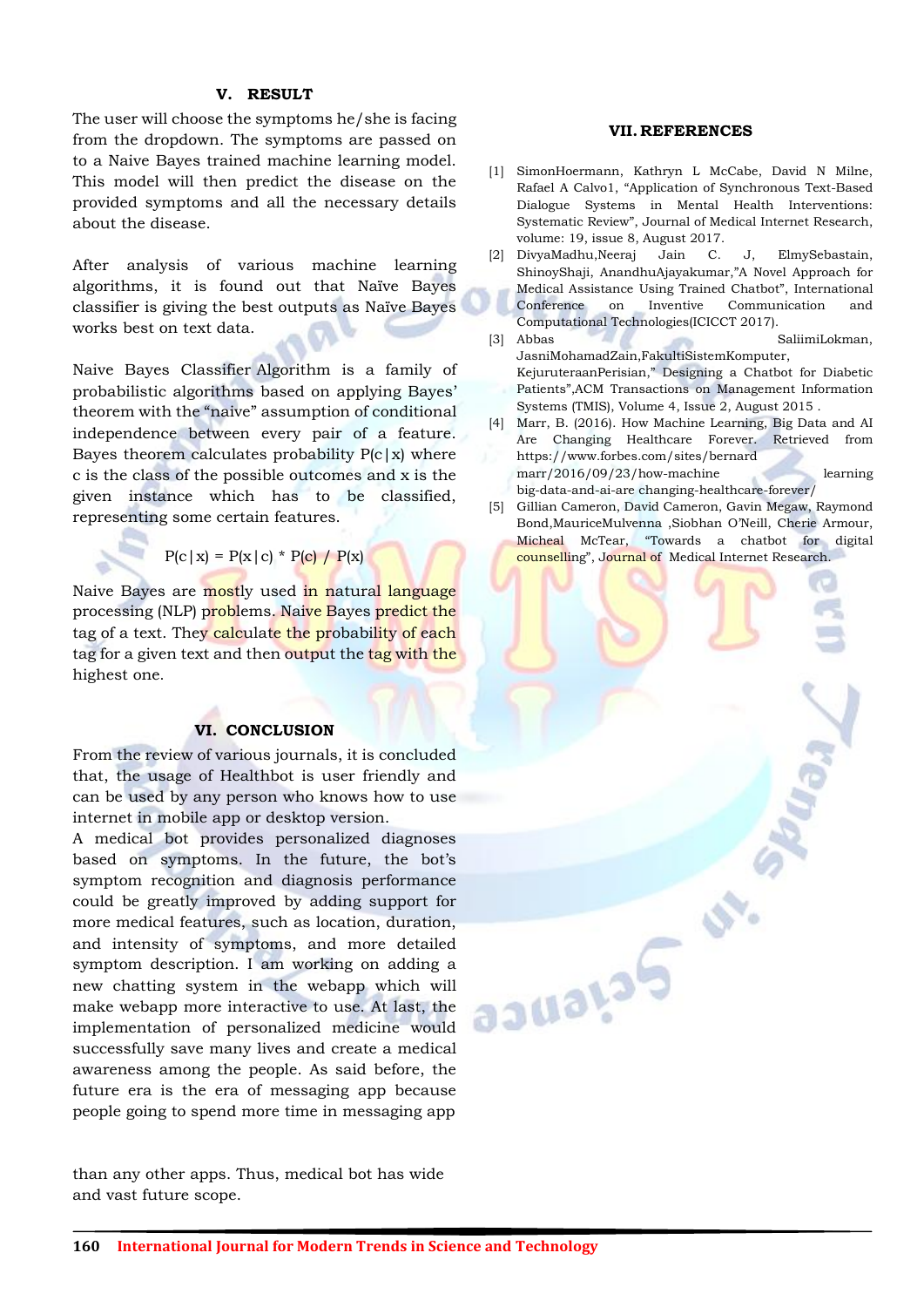## V. RESULT

The user will choose the symptoms he/she is facing from the dropdown. The symptoms are passed on to a Naive Bayes trained machine learning model. This model will then predict the disease on the provided symptoms and all the necessary details about the disease.

After analysis of various machine learning algorithms, it is found out that Naïve Bayes classifier is giving the best outputs as Naïve Bayes works best on text data.

Naive Bayes Classifier Algorithm is a family of probabilistic algorithms based on applying Bayes' theorem with the "naive" assumption of conditional independence between every pair of a feature. Bayes theorem calculates probability $P(c|x)$ where c is the class of the possible outcomes and x is the given instance which has to be classified, representing some certain features.

$$P(c|x) = P(x|c) * P(c) / P(x)$$

Naive Bayes are mostly used in natural language processing (NLP) problems. Naive Bayes predict the tag of a text. They calculate the probability of each tag for a given text and then output the tag with the highest one.

## VI. CONCLUSION

From the review of various journals, it is concluded that, the usage of Healthbot is user friendly and can be used by any person who knows how to use internet in mobile app or desktop version.

A medical bot provides personalized diagnoses based on symptoms. In the future, the bot's symptom recognition and diagnosis performance could be greatly improved by adding support for more medical features, such as location, duration, and intensity of symptoms, and more detailed symptom description. I am working on adding a new chatting system in the webapp which will make webapp more interactive to use. At last, the implementation of personalized medicine would successfully save many lives and create a medical awareness among the people. As said before, the future era is the era of messaging app because people going to spend more time in messaging app than any other apps. Thus, medical bot has wide and vast future scope.

## VII. REFERENCES

[1] SimonHoermann, Kathryn L McCabe, David N Milne, Rafael A Calvo1, "Application of Synchronous Text-Based Dialogue Systems in Mental Health Interventions: Systematic Review", Journal of Medical Internet Research, volume: 19, issue 8, August 2017.

[2] DivyaMadhu,Neeraj Jain C. J, ElmySebastain, ShinoyShaji, AnandhuAjayakumar,"A Novel Approach for Medical Assistance Using Trained Chatbot", International Conference on Inventive Communication and Computational Technologies(ICICCT 2017).

[3] Abbas SaliimiLokman, JasniMohamadZain,FakultiSistemKomputer, KejuruteraanPerisian," Designing a Chatbot for Diabetic Patients",ACM Transactions on Management Information Systems (TMIS), Volume 4, Issue 2, August 2015 .

[4] Marr, B. (2016). How Machine Learning, Big Data and AI Are Changing Healthcare Forever. Retrieved from https://www.forbes.com/sites/bernard marr/2016/09/23/how-machine learning big-data-and-ai-are changing-healthcare-forever/

[5] Gillian Cameron, David Cameron, Gavin Megaw, Raymond Bond,MauriceMulvenna ,Siobhan O'Neill, Cherie Armour, Micheal McTear, "Towards a chatbot for digital counselling", Journal of Medical Internet Research.